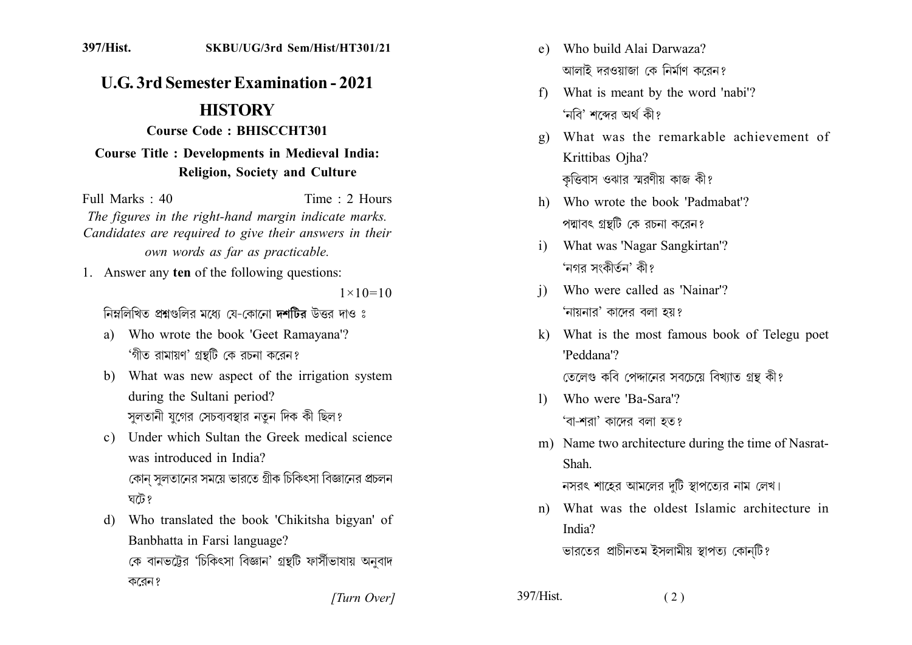# U.G. 3rd Semester Examination - 2021

## HISTORY

**Course Code : BHISCCHT301**

**Course Title : Developments in Medieval India: Religion, Society and Culture**

Full Marks : 40 Time : 2 Hours

*The figures in the right-hand margin indicate marks. Candidates are required to give their answers in their own words as far as practicable.*

1. Answer any **ten** of the following questions: $1\times10=10$

   নিম্নলিখিত প্রশ্নগুলির মধ্যে যে-কোনো **দশটির** উত্তর দাও ঃ

   a) Who wrote the book 'Geet Ramayana'?
   ‘গীত রামায়ণ’ গ্রন্থটি কে রচনা করেন?

   b) What was new aspect of the irrigation system during the Sultani period?
   সুলতানী যুগের সেচব্যবস্থার নতুন দিক কী ছিল?

   c) Under which Sultan the Greek medical science was introduced in India?
   কোন্ সুলতানের সময়ে ভারতে গ্রীক চিকিৎসা বিজ্ঞানের প্রচলন ঘটে?

   d) Who translated the book 'Chikitsha bigyan' of Banbhatta in Farsi language?
   কে বানভট্টের ‘চিকিৎসা বিজ্ঞান’ গ্রন্থটি ফার্সীভাষায় অনুবাদ করেন?

   e) Who build Alai Darwaza?
   আলাই দরওয়াজা কে নির্মাণ করেন?

   f) What is meant by the word 'nabi'?
   ‘নবি’ শব্দের অর্থ কী?

   g) What was the remarkable achievement of Krittibas Ojha?
   কৃত্তিবাস ওঝার স্মরণীয় কাজ কী?

   h) Who wrote the book 'Padmabat'?
   পদ্মাবৎ গ্রন্থটি কে রচনা করেন?

   i) What was 'Nagar Sangkirtan'?
   ‘নগর সংকীর্তন’ কী?

   j) Who were called as 'Nainar'?
   ‘নায়নার’ কাদের বলা হয়?

   k) What is the most famous book of Telegu poet 'Peddana'?
   তেলেগু কবি পেদ্দানের সবচেয়ে বিখ্যাত গ্রন্থ কী?

   l) Who were 'Ba-Sara'?
   ‘বা-শরা’ কাদের বলা হত?

   m) Name two architecture during the time of Nasrat-Shah.
   নসরৎ শাহের আমলের দুটি স্থাপত্যের নাম লেখ।

   n) What was the oldest Islamic architecture in India?
   ভারতের প্রাচীনতম ইসলামীয় স্থাপত্য কোন্‌টি?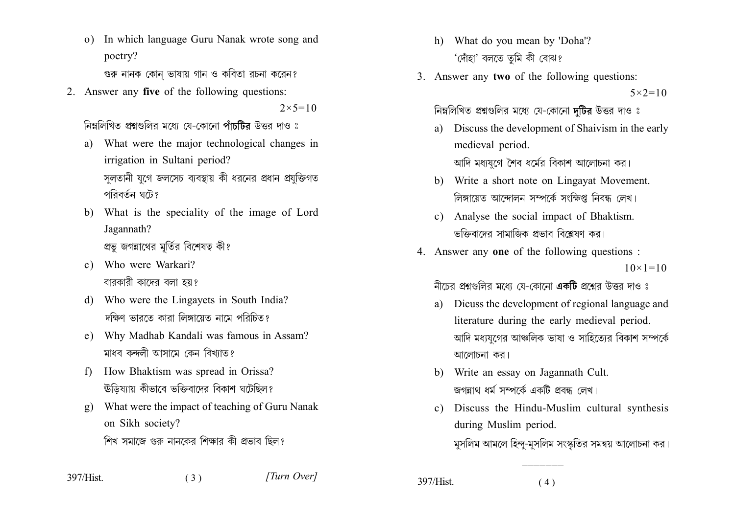o) In which language Guru Nanak wrote song and poetry?

গুরু নানক কোন্ ভাষায় গান ও কবিতা রচনা করেন?

2. Answer any **five** of the following questions: 2×5=10

নিম্নলিখিত প্রশ্নগুলির মধ্যে যে-কোনো **পাঁচটির** উত্তর দাও ঃ

a) What were the major technological changes in irrigation in Sultani period?

সুলতানী যুগে জলসেচ ব্যবস্থায় কী ধরনের প্রধান প্রযুক্তিগত পরিবর্তন ঘটে?

b) What is the speciality of the image of Lord Jagannath?

প্রভু জগন্নাথের মূর্তির বিশেষত্ব কী?

c) Who were Warkari?

বারকারী কাদের বলা হয়?

d) Who were the Lingayets in South India?

দক্ষিণ ভারতে কারা লিঙ্গায়েত নামে পরিচিত?

e) Why Madhab Kandali was famous in Assam?

মাধব কন্দলী আসামে কেন বিখ্যাত?

f) How Bhaktism was spread in Orissa?

উড়িষ্যায় কীভাবে ভক্তিবাদের বিকাশ ঘটেছিল?

g) What were the impact of teaching of Guru Nanak on Sikh society?

শিখ সমাজে গুরু নানকের শিক্ষার কী প্রভাব ছিল?

h) What do you mean by 'Doha'?

'দোঁহা' বলতে তুমি কী বোঝ?

3. Answer any **two** of the following questions: 5×2=10

নিম্নলিখিত প্রশ্নগুলির মধ্যে যে-কোনো **দুটির** উত্তর দাও ঃ

a) Discuss the development of Shaivism in the early medieval period.

আদি মধ্যযুগে শৈব ধর্মের বিকাশ আলোচনা কর।

b) Write a short note on Lingayat Movement.

লিঙ্গায়েত আন্দোলন সম্পর্কে সংক্ষিপ্ত নিবন্ধ লেখ।

c) Analyse the social impact of Bhaktism.

ভক্তিবাদের সামাজিক প্রভাব বিশ্লেষণ কর।

4. Answer any **one** of the following questions : 10×1=10

নীচের প্রশ্নগুলির মধ্যে যে-কোনো **একটি** প্রশ্নের উত্তর দাও ঃ

a) Dicuss the development of regional language and literature during the early medieval period.

আদি মধ্যযুগের আঞ্চলিক ভাষা ও সাহিত্যের বিকাশ সম্পর্কে আলোচনা কর।

b) Write an essay on Jagannath Cult.

জগন্নাথ ধর্ম সম্পর্কে একটি প্রবন্ধ লেখ।

c) Discuss the Hindu-Muslim cultural synthesis during Muslim period.

মুসলিম আমলে হিন্দু-মুসলিম সংস্কৃতির সমন্বয় আলোচনা কর।

———